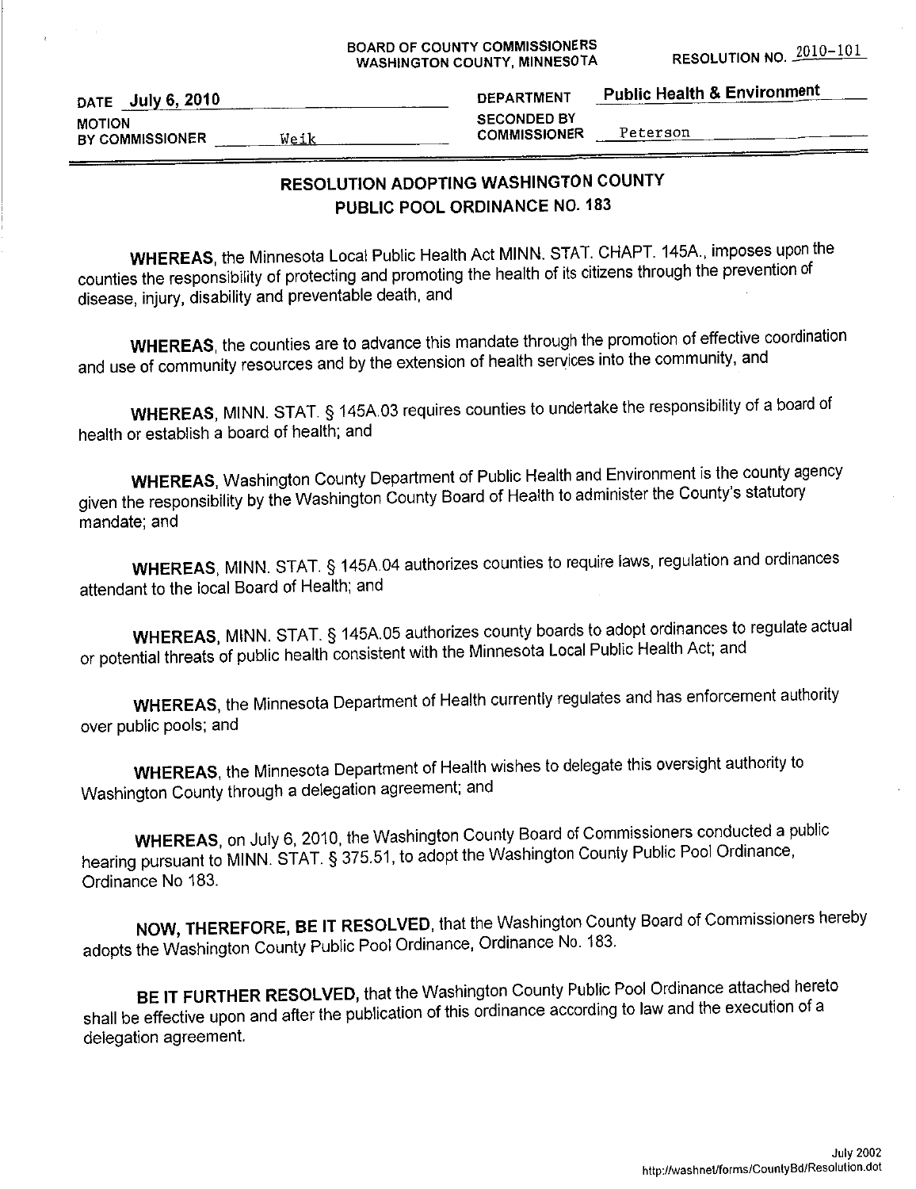BOARD OF COUNTY COMMISSIONERS
WASHINGTON COUNTY, MINNESOTA

RESOLUTION NO. 2010-101

| DATE July 6, 2010 | DEPARTMENT Public Health & Environment |
|---|---|
| MOTION BY COMMISSIONER Weik | SECONDED BY COMMISSIONER Peterson |

## RESOLUTION ADOPTING WASHINGTON COUNTY PUBLIC POOL ORDINANCE NO. 183

**WHEREAS**, the Minnesota Local Public Health Act MINN. STAT. CHAPT. 145A., imposes upon the counties the responsibility of protecting and promoting the health of its citizens through the prevention of disease, injury, disability and preventable death, and

**WHEREAS**, the counties are to advance this mandate through the promotion of effective coordination and use of community resources and by the extension of health services into the community, and

**WHEREAS**, MINN. STAT. § 145A.03 requires counties to undertake the responsibility of a board of health or establish a board of health; and

**WHEREAS**, Washington County Department of Public Health and Environment is the county agency given the responsibility by the Washington County Board of Health to administer the County's statutory mandate; and

**WHEREAS**, MINN. STAT. § 145A.04 authorizes counties to require laws, regulation and ordinances attendant to the local Board of Health; and

**WHEREAS**, MINN. STAT. § 145A.05 authorizes county boards to adopt ordinances to regulate actual or potential threats of public health consistent with the Minnesota Local Public Health Act; and

**WHEREAS**, the Minnesota Department of Health currently regulates and has enforcement authority over public pools; and

**WHEREAS**, the Minnesota Department of Health wishes to delegate this oversight authority to Washington County through a delegation agreement; and

**WHEREAS**, on July 6, 2010, the Washington County Board of Commissioners conducted a public hearing pursuant to MINN. STAT. § 375.51, to adopt the Washington County Public Pool Ordinance, Ordinance No 183.

**NOW, THEREFORE, BE IT RESOLVED**, that the Washington County Board of Commissioners hereby adopts the Washington County Public Pool Ordinance, Ordinance No. 183.

**BE IT FURTHER RESOLVED,** that the Washington County Public Pool Ordinance attached hereto shall be effective upon and after the publication of this ordinance according to law and the execution of a delegation agreement.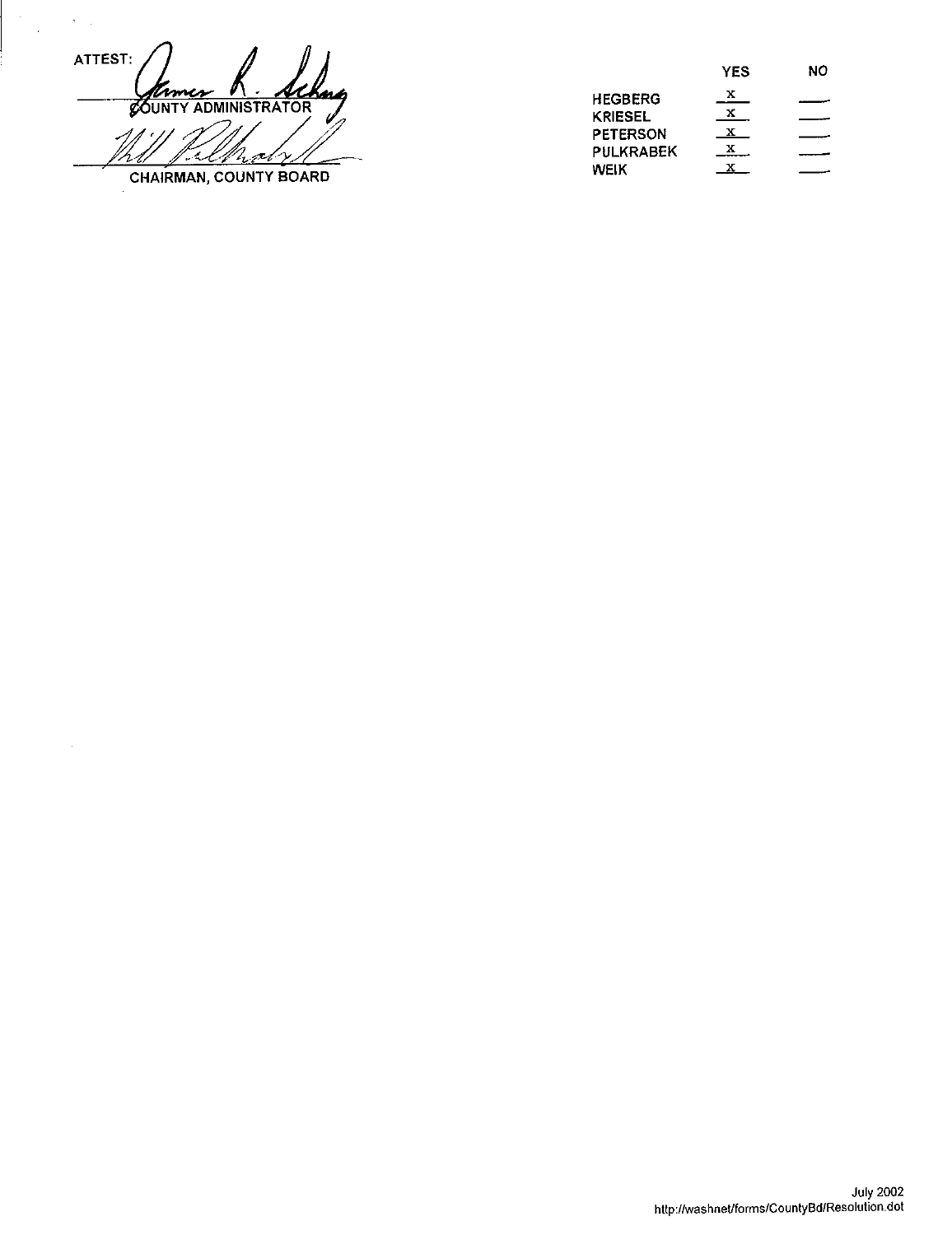ATTEST: James R. Schug

COUNTY ADMINISTRATOR

Bill Pulkrabek

CHAIRMAN, COUNTY BOARD

| | YES | NO |
|---|---|---|
| HEGBERG | x | |
| KRIESEL | x | |
| PETERSON | x | |
| PULKRABEK | x | |
| WEIK | x | |

July 2002
http://washnet/forms/CountyBd/Resolution.dot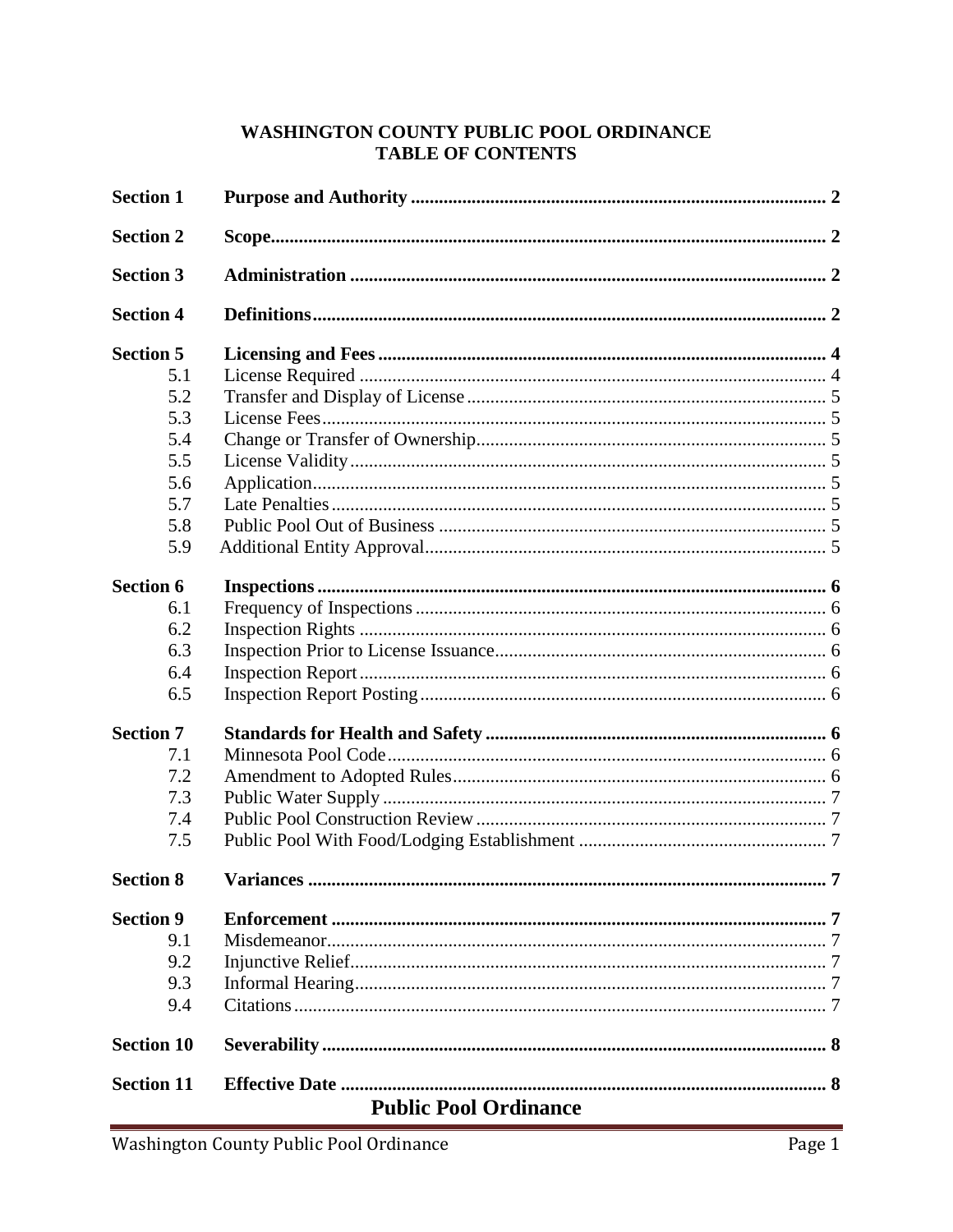# WASHINGTON COUNTY PUBLIC POOL ORDINANCE
## TABLE OF CONTENTS

| | | |
|---|---|---|
| **Section 1** | **Purpose and Authority** | **2** |
| **Section 2** | **Scope** | **2** |
| **Section 3** | **Administration** | **2** |
| **Section 4** | **Definitions** | **2** |
| **Section 5** | **Licensing and Fees** | **4** |
| 5.1 | License Required | 4 |
| 5.2 | Transfer and Display of License | 5 |
| 5.3 | License Fees | 5 |
| 5.4 | Change or Transfer of Ownership | 5 |
| 5.5 | License Validity | 5 |
| 5.6 | Application | 5 |
| 5.7 | Late Penalties | 5 |
| 5.8 | Public Pool Out of Business | 5 |
| 5.9 | Additional Entity Approval | 5 |
| **Section 6** | **Inspections** | **6** |
| 6.1 | Frequency of Inspections | 6 |
| 6.2 | Inspection Rights | 6 |
| 6.3 | Inspection Prior to License Issuance | 6 |
| 6.4 | Inspection Report | 6 |
| 6.5 | Inspection Report Posting | 6 |
| **Section 7** | **Standards for Health and Safety** | **6** |
| 7.1 | Minnesota Pool Code | 6 |
| 7.2 | Amendment to Adopted Rules | 6 |
| 7.3 | Public Water Supply | 7 |
| 7.4 | Public Pool Construction Review | 7 |
| 7.5 | Public Pool With Food/Lodging Establishment | 7 |
| **Section 8** | **Variances** | **7** |
| **Section 9** | **Enforcement** | **7** |
| 9.1 | Misdemeanor | 7 |
| 9.2 | Injunctive Relief | 7 |
| 9.3 | Informal Hearing | 7 |
| 9.4 | Citations | 7 |
| **Section 10** | **Severability** | **8** |
| **Section 11** | **Effective Date** | **8** |

## Public Pool Ordinance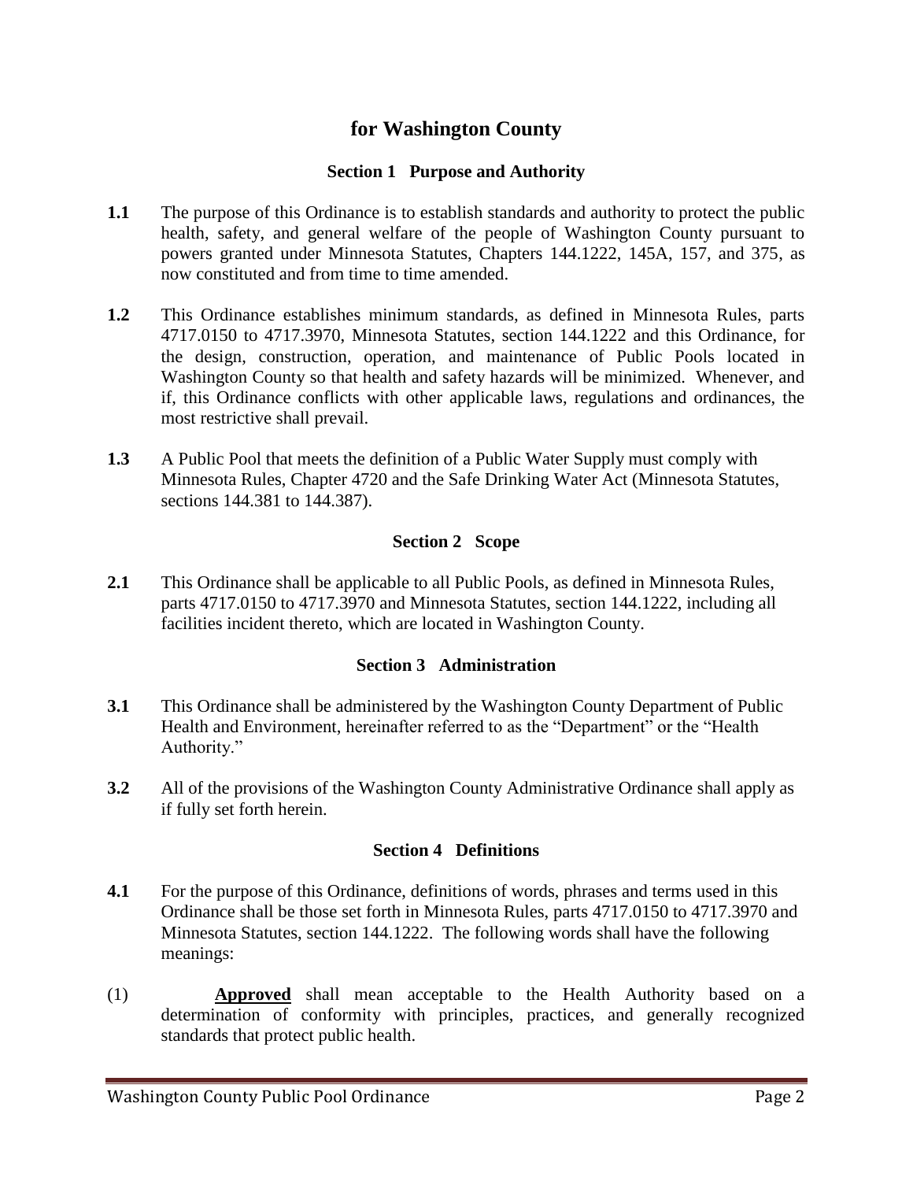# for Washington County

## Section 1 Purpose and Authority

**1.1** The purpose of this Ordinance is to establish standards and authority to protect the public health, safety, and general welfare of the people of Washington County pursuant to powers granted under Minnesota Statutes, Chapters 144.1222, 145A, 157, and 375, as now constituted and from time to time amended.

**1.2** This Ordinance establishes minimum standards, as defined in Minnesota Rules, parts 4717.0150 to 4717.3970, Minnesota Statutes, section 144.1222 and this Ordinance, for the design, construction, operation, and maintenance of Public Pools located in Washington County so that health and safety hazards will be minimized. Whenever, and if, this Ordinance conflicts with other applicable laws, regulations and ordinances, the most restrictive shall prevail.

**1.3** A Public Pool that meets the definition of a Public Water Supply must comply with Minnesota Rules, Chapter 4720 and the Safe Drinking Water Act (Minnesota Statutes, sections 144.381 to 144.387).

## Section 2 Scope

**2.1** This Ordinance shall be applicable to all Public Pools, as defined in Minnesota Rules, parts 4717.0150 to 4717.3970 and Minnesota Statutes, section 144.1222, including all facilities incident thereto, which are located in Washington County.

## Section 3 Administration

**3.1** This Ordinance shall be administered by the Washington County Department of Public Health and Environment, hereinafter referred to as the "Department" or the "Health Authority."

**3.2** All of the provisions of the Washington County Administrative Ordinance shall apply as if fully set forth herein.

## Section 4 Definitions

**4.1** For the purpose of this Ordinance, definitions of words, phrases and terms used in this Ordinance shall be those set forth in Minnesota Rules, parts 4717.0150 to 4717.3970 and Minnesota Statutes, section 144.1222. The following words shall have the following meanings:

(1) **Approved** shall mean acceptable to the Health Authority based on a determination of conformity with principles, practices, and generally recognized standards that protect public health.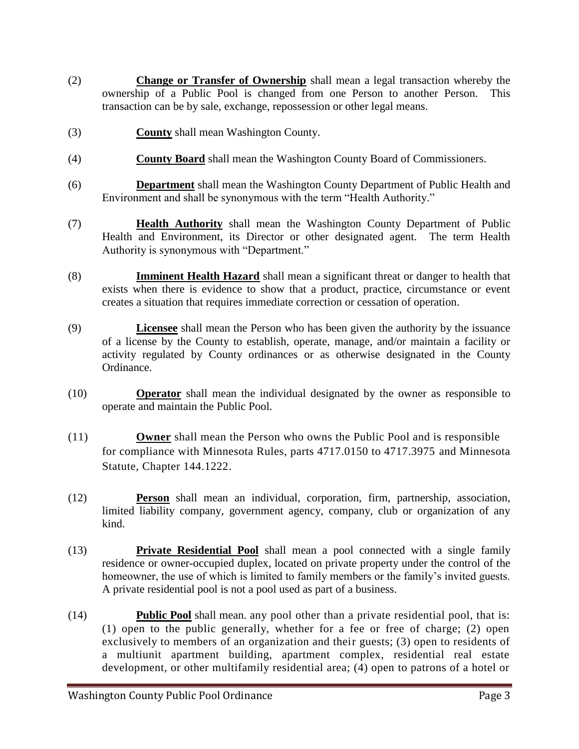(2) **Change or Transfer of Ownership** shall mean a legal transaction whereby the ownership of a Public Pool is changed from one Person to another Person. This transaction can be by sale, exchange, repossession or other legal means.

(3) **County** shall mean Washington County.

(4) **County Board** shall mean the Washington County Board of Commissioners.

(6) **Department** shall mean the Washington County Department of Public Health and Environment and shall be synonymous with the term "Health Authority."

(7) **Health Authority** shall mean the Washington County Department of Public Health and Environment, its Director or other designated agent. The term Health Authority is synonymous with "Department."

(8) **Imminent Health Hazard** shall mean a significant threat or danger to health that exists when there is evidence to show that a product, practice, circumstance or event creates a situation that requires immediate correction or cessation of operation.

(9) **Licensee** shall mean the Person who has been given the authority by the issuance of a license by the County to establish, operate, manage, and/or maintain a facility or activity regulated by County ordinances or as otherwise designated in the County Ordinance.

(10) **Operator** shall mean the individual designated by the owner as responsible to operate and maintain the Public Pool.

(11) **Owner** shall mean the Person who owns the Public Pool and is responsible for compliance with Minnesota Rules, parts 4717.0150 to 4717.3975 and Minnesota Statute, Chapter 144.1222.

(12) **Person** shall mean an individual, corporation, firm, partnership, association, limited liability company, government agency, company, club or organization of any kind.

(13) **Private Residential Pool** shall mean a pool connected with a single family residence or owner-occupied duplex, located on private property under the control of the homeowner, the use of which is limited to family members or the family's invited guests. A private residential pool is not a pool used as part of a business.

(14) **Public Pool** shall mean. any pool other than a private residential pool, that is: (1) open to the public generally, whether for a fee or free of charge; (2) open exclusively to members of an organization and their guests; (3) open to residents of a multiunit apartment building, apartment complex, residential real estate development, or other multifamily residential area; (4) open to patrons of a hotel or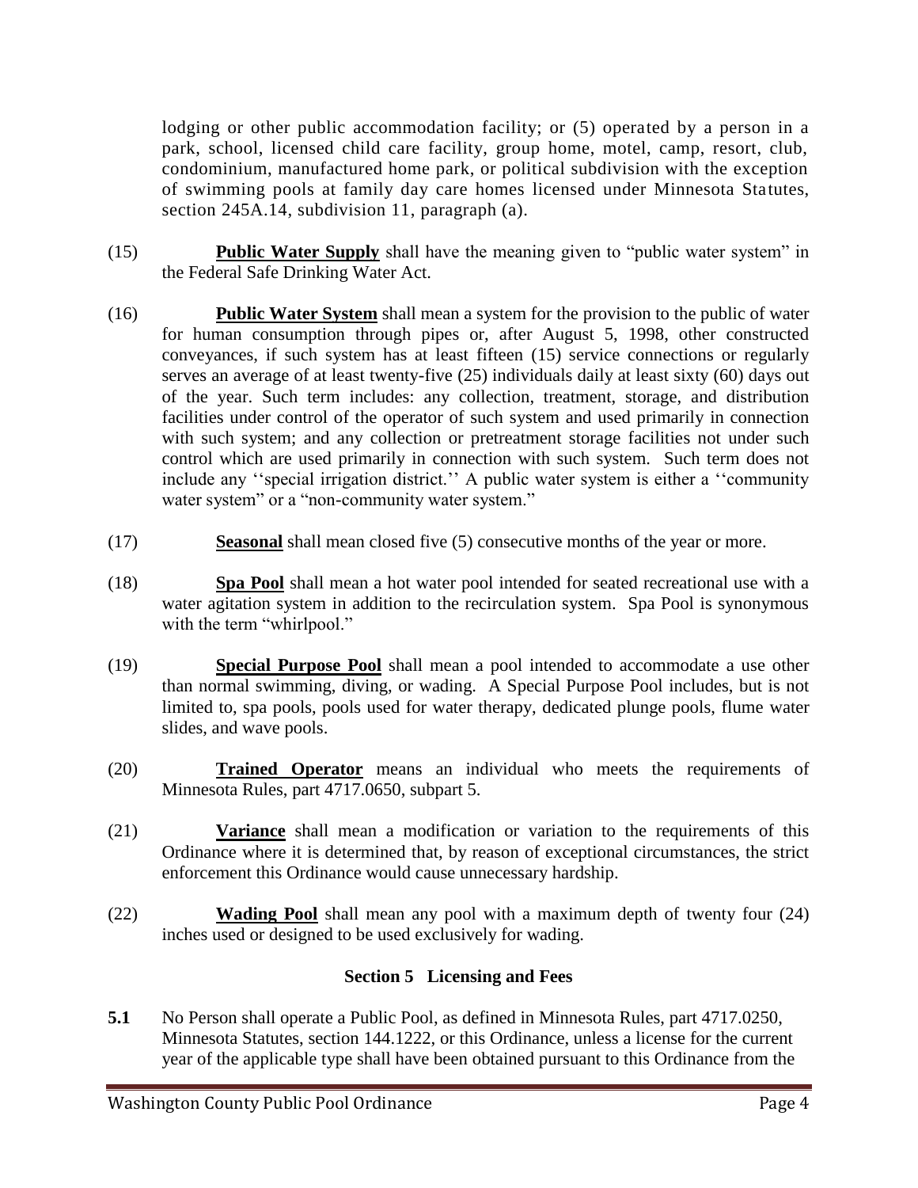lodging or other public accommodation facility; or (5) operated by a person in a park, school, licensed child care facility, group home, motel, camp, resort, club, condominium, manufactured home park, or political subdivision with the exception of swimming pools at family day care homes licensed under Minnesota Statutes, section 245A.14, subdivision 11, paragraph (a).

(15) **Public Water Supply** shall have the meaning given to "public water system" in the Federal Safe Drinking Water Act.

(16) **Public Water System** shall mean a system for the provision to the public of water for human consumption through pipes or, after August 5, 1998, other constructed conveyances, if such system has at least fifteen (15) service connections or regularly serves an average of at least twenty-five (25) individuals daily at least sixty (60) days out of the year. Such term includes: any collection, treatment, storage, and distribution facilities under control of the operator of such system and used primarily in connection with such system; and any collection or pretreatment storage facilities not under such control which are used primarily in connection with such system. Such term does not include any ''special irrigation district.'' A public water system is either a ''community water system" or a "non-community water system."

(17) **Seasonal** shall mean closed five (5) consecutive months of the year or more.

(18) **Spa Pool** shall mean a hot water pool intended for seated recreational use with a water agitation system in addition to the recirculation system. Spa Pool is synonymous with the term "whirlpool."

(19) **Special Purpose Pool** shall mean a pool intended to accommodate a use other than normal swimming, diving, or wading. A Special Purpose Pool includes, but is not limited to, spa pools, pools used for water therapy, dedicated plunge pools, flume water slides, and wave pools.

(20) **Trained Operator** means an individual who meets the requirements of Minnesota Rules, part 4717.0650, subpart 5.

(21) **Variance** shall mean a modification or variation to the requirements of this Ordinance where it is determined that, by reason of exceptional circumstances, the strict enforcement this Ordinance would cause unnecessary hardship.

(22) **Wading Pool** shall mean any pool with a maximum depth of twenty four (24) inches used or designed to be used exclusively for wading.

## Section 5 Licensing and Fees

**5.1** No Person shall operate a Public Pool, as defined in Minnesota Rules, part 4717.0250, Minnesota Statutes, section 144.1222, or this Ordinance, unless a license for the current year of the applicable type shall have been obtained pursuant to this Ordinance from the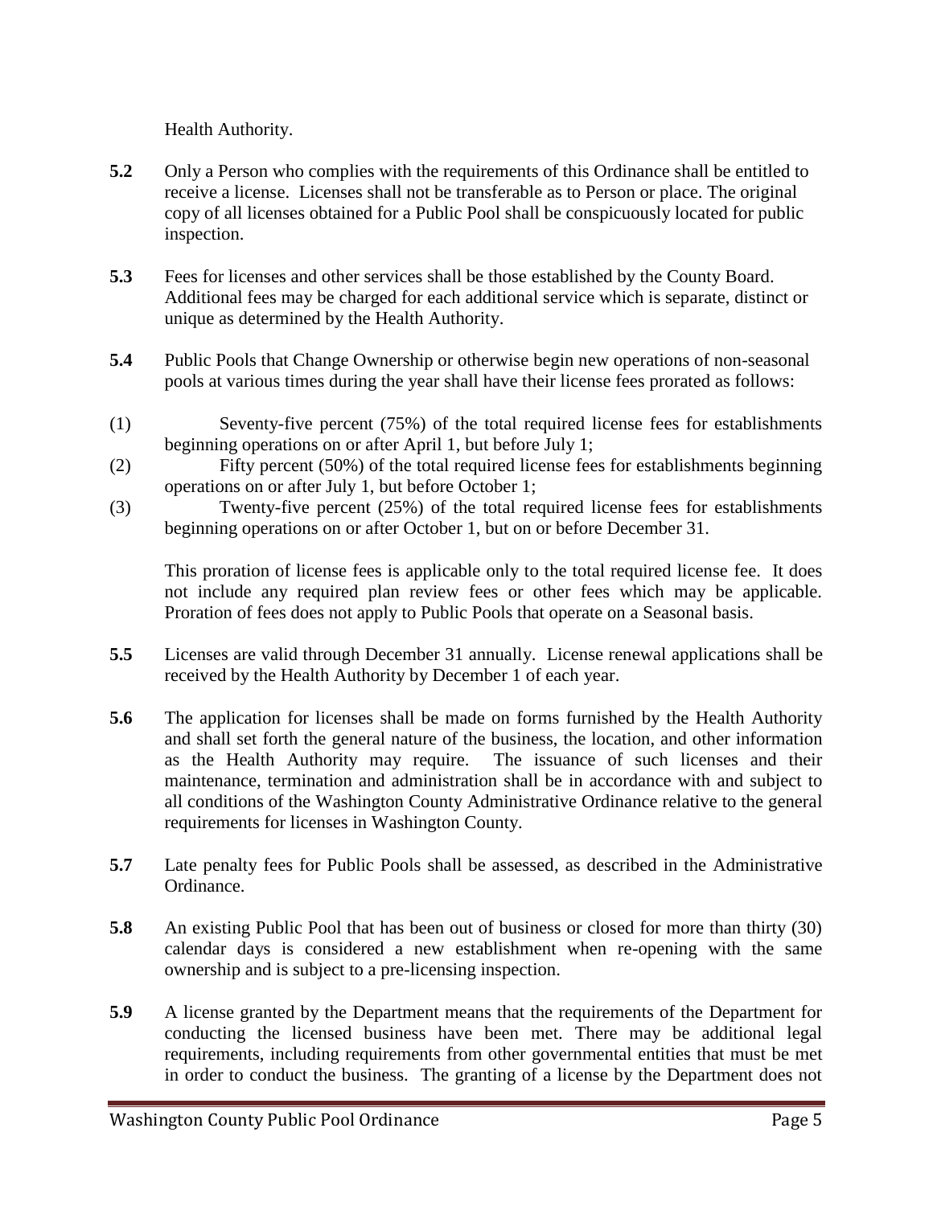Health Authority.

**5.2** Only a Person who complies with the requirements of this Ordinance shall be entitled to receive a license. Licenses shall not be transferable as to Person or place. The original copy of all licenses obtained for a Public Pool shall be conspicuously located for public inspection.

**5.3** Fees for licenses and other services shall be those established by the County Board. Additional fees may be charged for each additional service which is separate, distinct or unique as determined by the Health Authority.

**5.4** Public Pools that Change Ownership or otherwise begin new operations of non-seasonal pools at various times during the year shall have their license fees prorated as follows:

(1) Seventy-five percent (75%) of the total required license fees for establishments beginning operations on or after April 1, but before July 1;

(2) Fifty percent (50%) of the total required license fees for establishments beginning operations on or after July 1, but before October 1;

(3) Twenty-five percent (25%) of the total required license fees for establishments beginning operations on or after October 1, but on or before December 31.

This proration of license fees is applicable only to the total required license fee. It does not include any required plan review fees or other fees which may be applicable. Proration of fees does not apply to Public Pools that operate on a Seasonal basis.

**5.5** Licenses are valid through December 31 annually. License renewal applications shall be received by the Health Authority by December 1 of each year.

**5.6** The application for licenses shall be made on forms furnished by the Health Authority and shall set forth the general nature of the business, the location, and other information as the Health Authority may require. The issuance of such licenses and their maintenance, termination and administration shall be in accordance with and subject to all conditions of the Washington County Administrative Ordinance relative to the general requirements for licenses in Washington County.

**5.7** Late penalty fees for Public Pools shall be assessed, as described in the Administrative Ordinance.

**5.8** An existing Public Pool that has been out of business or closed for more than thirty (30) calendar days is considered a new establishment when re-opening with the same ownership and is subject to a pre-licensing inspection.

**5.9** A license granted by the Department means that the requirements of the Department for conducting the licensed business have been met. There may be additional legal requirements, including requirements from other governmental entities that must be met in order to conduct the business. The granting of a license by the Department does not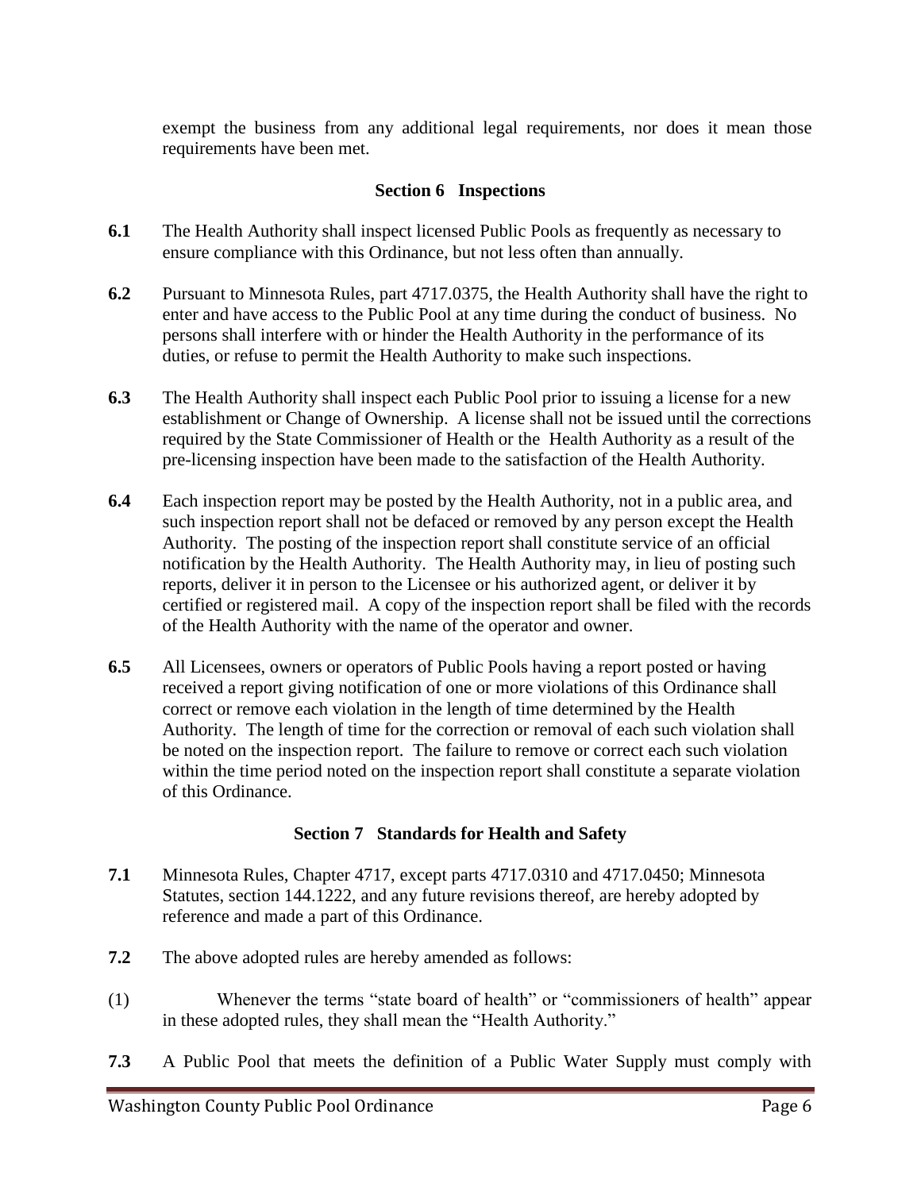exempt the business from any additional legal requirements, nor does it mean those requirements have been met.

## Section 6 Inspections

**6.1** The Health Authority shall inspect licensed Public Pools as frequently as necessary to ensure compliance with this Ordinance, but not less often than annually.

**6.2** Pursuant to Minnesota Rules, part 4717.0375, the Health Authority shall have the right to enter and have access to the Public Pool at any time during the conduct of business. No persons shall interfere with or hinder the Health Authority in the performance of its duties, or refuse to permit the Health Authority to make such inspections.

**6.3** The Health Authority shall inspect each Public Pool prior to issuing a license for a new establishment or Change of Ownership. A license shall not be issued until the corrections required by the State Commissioner of Health or the Health Authority as a result of the pre-licensing inspection have been made to the satisfaction of the Health Authority.

**6.4** Each inspection report may be posted by the Health Authority, not in a public area, and such inspection report shall not be defaced or removed by any person except the Health Authority. The posting of the inspection report shall constitute service of an official notification by the Health Authority. The Health Authority may, in lieu of posting such reports, deliver it in person to the Licensee or his authorized agent, or deliver it by certified or registered mail. A copy of the inspection report shall be filed with the records of the Health Authority with the name of the operator and owner.

**6.5** All Licensees, owners or operators of Public Pools having a report posted or having received a report giving notification of one or more violations of this Ordinance shall correct or remove each violation in the length of time determined by the Health Authority. The length of time for the correction or removal of each such violation shall be noted on the inspection report. The failure to remove or correct each such violation within the time period noted on the inspection report shall constitute a separate violation of this Ordinance.

## Section 7 Standards for Health and Safety

**7.1** Minnesota Rules, Chapter 4717, except parts 4717.0310 and 4717.0450; Minnesota Statutes, section 144.1222, and any future revisions thereof, are hereby adopted by reference and made a part of this Ordinance.

**7.2** The above adopted rules are hereby amended as follows:

(1) Whenever the terms "state board of health" or "commissioners of health" appear in these adopted rules, they shall mean the "Health Authority."

**7.3** A Public Pool that meets the definition of a Public Water Supply must comply with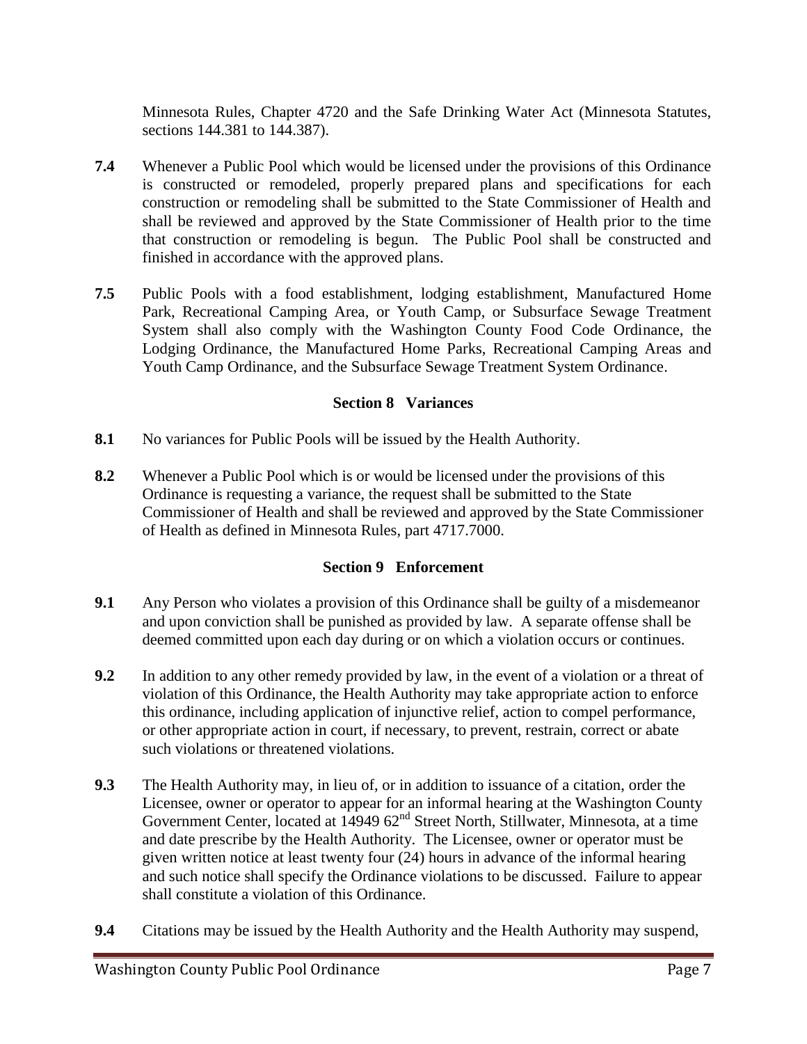Minnesota Rules, Chapter 4720 and the Safe Drinking Water Act (Minnesota Statutes, sections 144.381 to 144.387).

**7.4** Whenever a Public Pool which would be licensed under the provisions of this Ordinance is constructed or remodeled, properly prepared plans and specifications for each construction or remodeling shall be submitted to the State Commissioner of Health and shall be reviewed and approved by the State Commissioner of Health prior to the time that construction or remodeling is begun. The Public Pool shall be constructed and finished in accordance with the approved plans.

**7.5** Public Pools with a food establishment, lodging establishment, Manufactured Home Park, Recreational Camping Area, or Youth Camp, or Subsurface Sewage Treatment System shall also comply with the Washington County Food Code Ordinance, the Lodging Ordinance, the Manufactured Home Parks, Recreational Camping Areas and Youth Camp Ordinance, and the Subsurface Sewage Treatment System Ordinance.

## Section 8 Variances

**8.1** No variances for Public Pools will be issued by the Health Authority.

**8.2** Whenever a Public Pool which is or would be licensed under the provisions of this Ordinance is requesting a variance, the request shall be submitted to the State Commissioner of Health and shall be reviewed and approved by the State Commissioner of Health as defined in Minnesota Rules, part 4717.7000.

## Section 9 Enforcement

**9.1** Any Person who violates a provision of this Ordinance shall be guilty of a misdemeanor and upon conviction shall be punished as provided by law. A separate offense shall be deemed committed upon each day during or on which a violation occurs or continues.

**9.2** In addition to any other remedy provided by law, in the event of a violation or a threat of violation of this Ordinance, the Health Authority may take appropriate action to enforce this ordinance, including application of injunctive relief, action to compel performance, or other appropriate action in court, if necessary, to prevent, restrain, correct or abate such violations or threatened violations.

**9.3** The Health Authority may, in lieu of, or in addition to issuance of a citation, order the Licensee, owner or operator to appear for an informal hearing at the Washington County Government Center, located at 14949 62nd Street North, Stillwater, Minnesota, at a time and date prescribe by the Health Authority. The Licensee, owner or operator must be given written notice at least twenty four (24) hours in advance of the informal hearing and such notice shall specify the Ordinance violations to be discussed. Failure to appear shall constitute a violation of this Ordinance.

**9.4** Citations may be issued by the Health Authority and the Health Authority may suspend,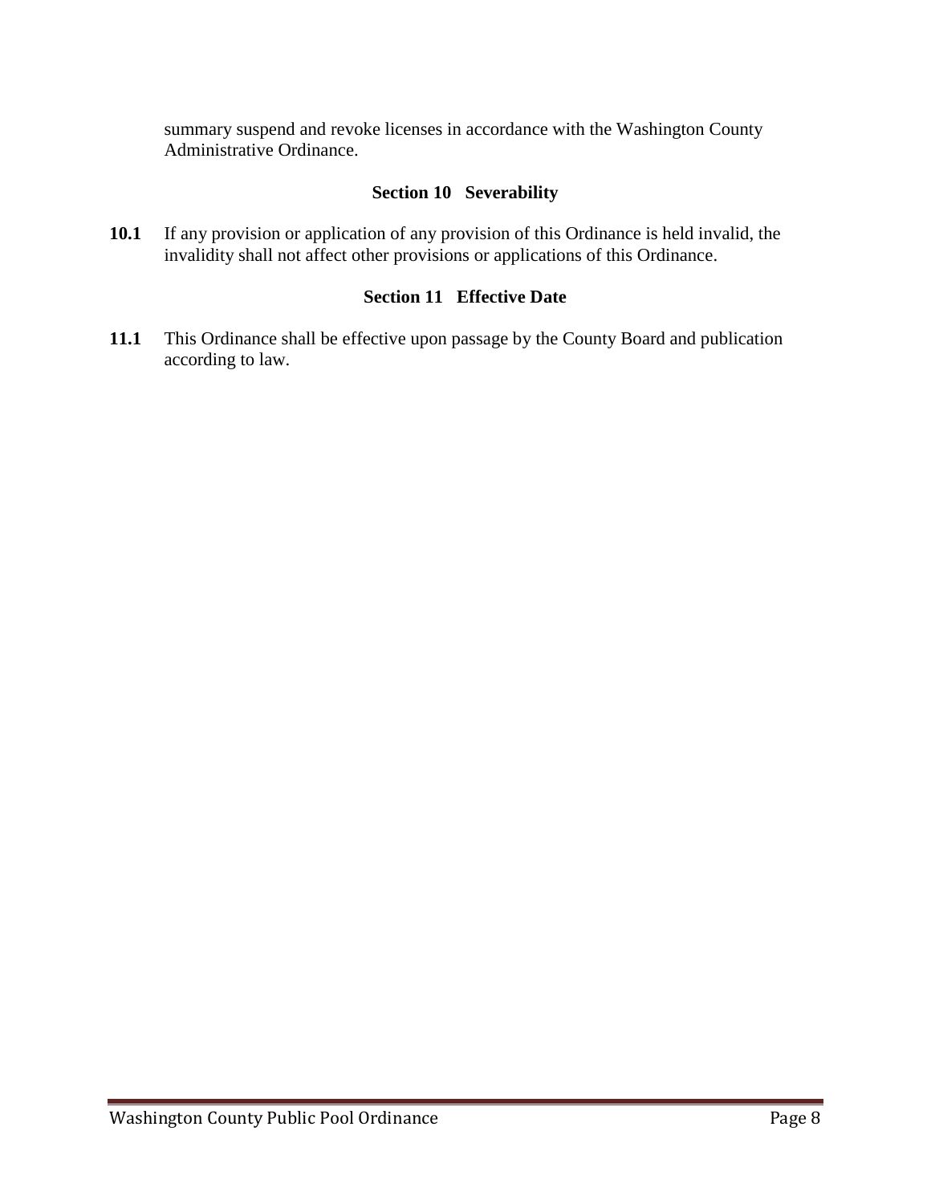summary suspend and revoke licenses in accordance with the Washington County Administrative Ordinance.

### Section 10 Severability

**10.1** If any provision or application of any provision of this Ordinance is held invalid, the invalidity shall not affect other provisions or applications of this Ordinance.

### Section 11 Effective Date

**11.1** This Ordinance shall be effective upon passage by the County Board and publication according to law.